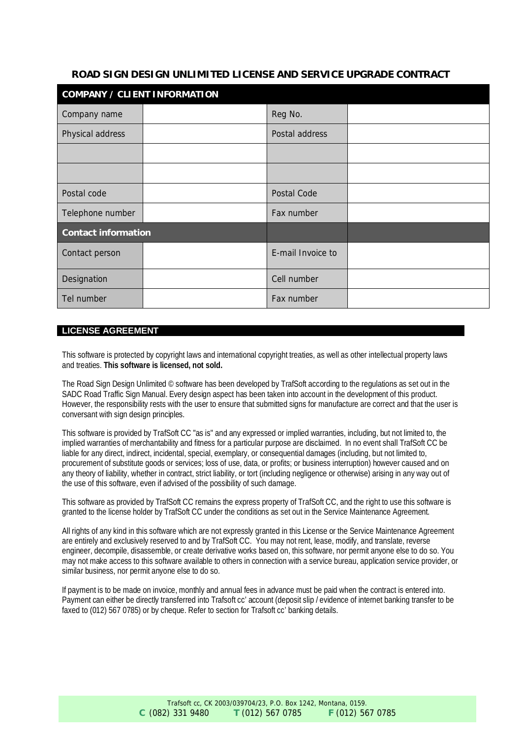# ROAD SIGN DESIGN UNLIMITED LICENSE AND SERVICE UPGRADE CONTRACT

| COMPANY / CLIENT INFORMATION | | | |
|---|---|---|---|
| Company name | | Reg No. | |
| Physical address | | Postal address | |
| | | | |
| | | | |
| Postal code | | Postal Code | |
| Telephone number | | Fax number | |
| **Contact information** | | | |
| Contact person | | E-mail Invoice to | |
| Designation | | Cell number | |
| Tel number | | Fax number | |

## LICENSE AGREEMENT

This software is protected by copyright laws and international copyright treaties, as well as other intellectual property laws and treaties. **This software is licensed, not sold.**

The Road Sign Design Unlimited © software has been developed by TrafSoft according to the regulations as set out in the SADC Road Traffic Sign Manual. Every design aspect has been taken into account in the development of this product. However, the responsibility rests with the user to ensure that submitted signs for manufacture are correct and that the user is conversant with sign design principles.

This software is provided by TrafSoft CC "as is" and any expressed or implied warranties, including, but not limited to, the implied warranties of merchantability and fitness for a particular purpose are disclaimed. In no event shall TrafSoft CC be liable for any direct, indirect, incidental, special, exemplary, or consequential damages (including, but not limited to, procurement of substitute goods or services; loss of use, data, or profits; or business interruption) however caused and on any theory of liability, whether in contract, strict liability, or tort (including negligence or otherwise) arising in any way out of the use of this software, even if advised of the possibility of such damage.

This software as provided by TrafSoft CC remains the express property of TrafSoft CC, and the right to use this software is granted to the license holder by TrafSoft CC under the conditions as set out in the Service Maintenance Agreement.

All rights of any kind in this software which are not expressly granted in this License or the Service Maintenance Agreement are entirely and exclusively reserved to and by TrafSoft CC. You may not rent, lease, modify, and translate, reverse engineer, decompile, disassemble, or create derivative works based on, this software, nor permit anyone else to do so. You may not make access to this software available to others in connection with a service bureau, application service provider, or similar business, nor permit anyone else to do so.

If payment is to be made on invoice, monthly and annual fees in advance must be paid when the contract is entered into. Payment can either be directly transferred into Trafsoft cc' account (deposit slip / evidence of internet banking transfer to be faxed to (012) 567 0785) or by cheque. Refer to section for Trafsoft cc' banking details.

Trafsoft cc, CK 2003/039704/23, P.O. Box 1242, Montana, 0159.
**C** (082) 331 9480 **T** (012) 567 0785 **F** (012) 567 0785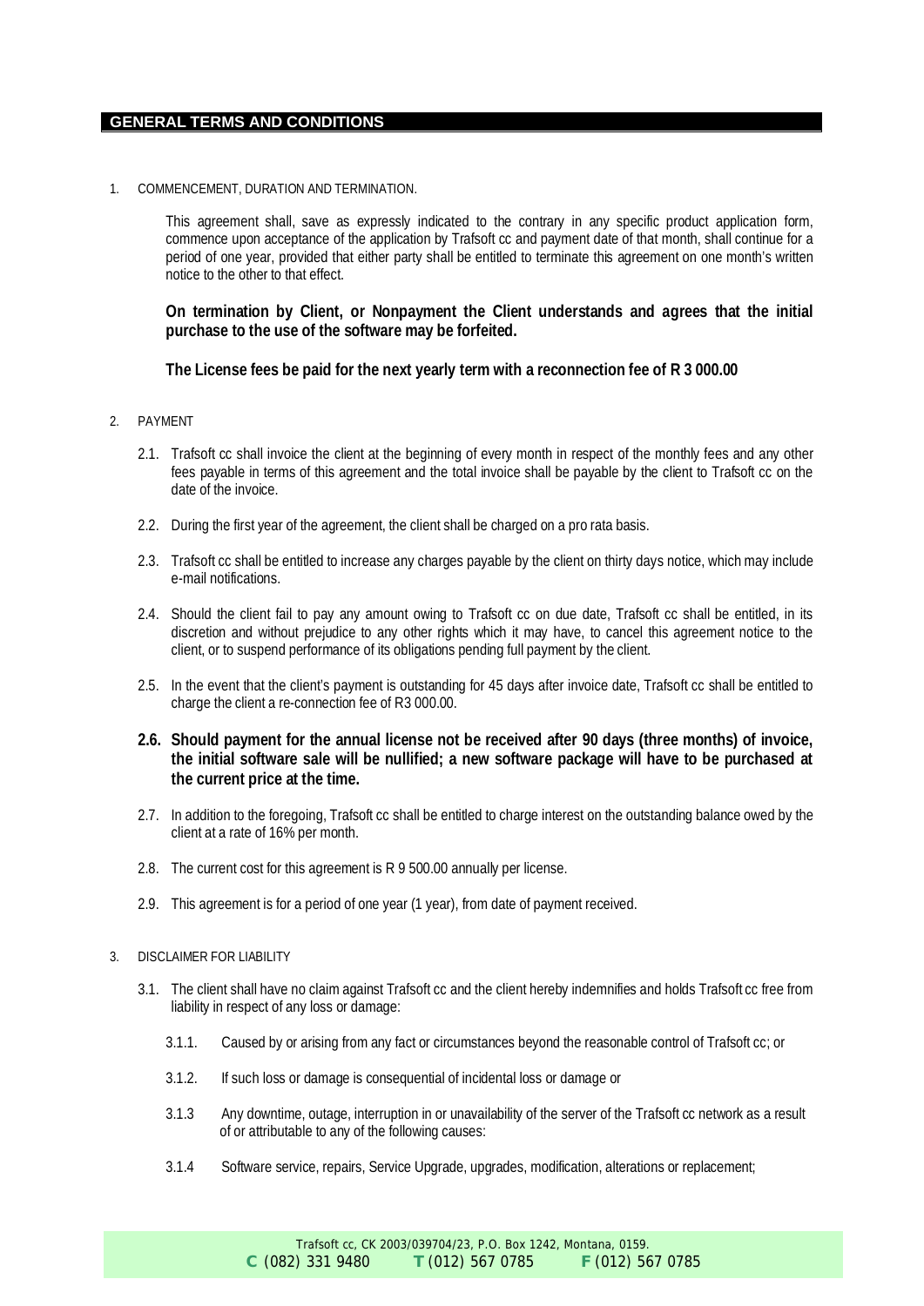## GENERAL TERMS AND CONDITIONS

1. COMMENCEMENT, DURATION AND TERMINATION.

   This agreement shall, save as expressly indicated to the contrary in any specific product application form, commence upon acceptance of the application by Trafsoft cc and payment date of that month, shall continue for a period of one year, provided that either party shall be entitled to terminate this agreement on one month's written notice to the other to that effect.

   **On termination by Client, or Nonpayment the Client understands and agrees that the initial purchase to the use of the software may be forfeited.**

   **The License fees be paid for the next yearly term with a reconnection fee of R 3 000.00**

2. PAYMENT

   2.1. Trafsoft cc shall invoice the client at the beginning of every month in respect of the monthly fees and any other fees payable in terms of this agreement and the total invoice shall be payable by the client to Trafsoft cc on the date of the invoice.

   2.2. During the first year of the agreement, the client shall be charged on a pro rata basis.

   2.3. Trafsoft cc shall be entitled to increase any charges payable by the client on thirty days notice, which may include e-mail notifications.

   2.4. Should the client fail to pay any amount owing to Trafsoft cc on due date, Trafsoft cc shall be entitled, in its discretion and without prejudice to any other rights which it may have, to cancel this agreement notice to the client, or to suspend performance of its obligations pending full payment by the client.

   2.5. In the event that the client's payment is outstanding for 45 days after invoice date, Trafsoft cc shall be entitled to charge the client a re-connection fee of R3 000.00.

   **2.6. Should payment for the annual license not be received after 90 days (three months) of invoice, the initial software sale will be nullified; a new software package will have to be purchased at the current price at the time.**

   2.7. In addition to the foregoing, Trafsoft cc shall be entitled to charge interest on the outstanding balance owed by the client at a rate of 16% per month.

   2.8. The current cost for this agreement is R 9 500.00 annually per license.

   2.9. This agreement is for a period of one year (1 year), from date of payment received.

3. DISCLAIMER FOR LIABILITY

   3.1. The client shall have no claim against Trafsoft cc and the client hereby indemnifies and holds Trafsoft cc free from liability in respect of any loss or damage:

   3.1.1. Caused by or arising from any fact or circumstances beyond the reasonable control of Trafsoft cc; or

   3.1.2. If such loss or damage is consequential of incidental loss or damage or

   3.1.3 Any downtime, outage, interruption in or unavailability of the server of the Trafsoft cc network as a result of or attributable to any of the following causes:

   3.1.4 Software service, repairs, Service Upgrade, upgrades, modification, alterations or replacement;

Trafsoft cc, CK 2003/039704/23, P.O. Box 1242, Montana, 0159.
**C** (082) 331 9480 **T** (012) 567 0785 **F** (012) 567 0785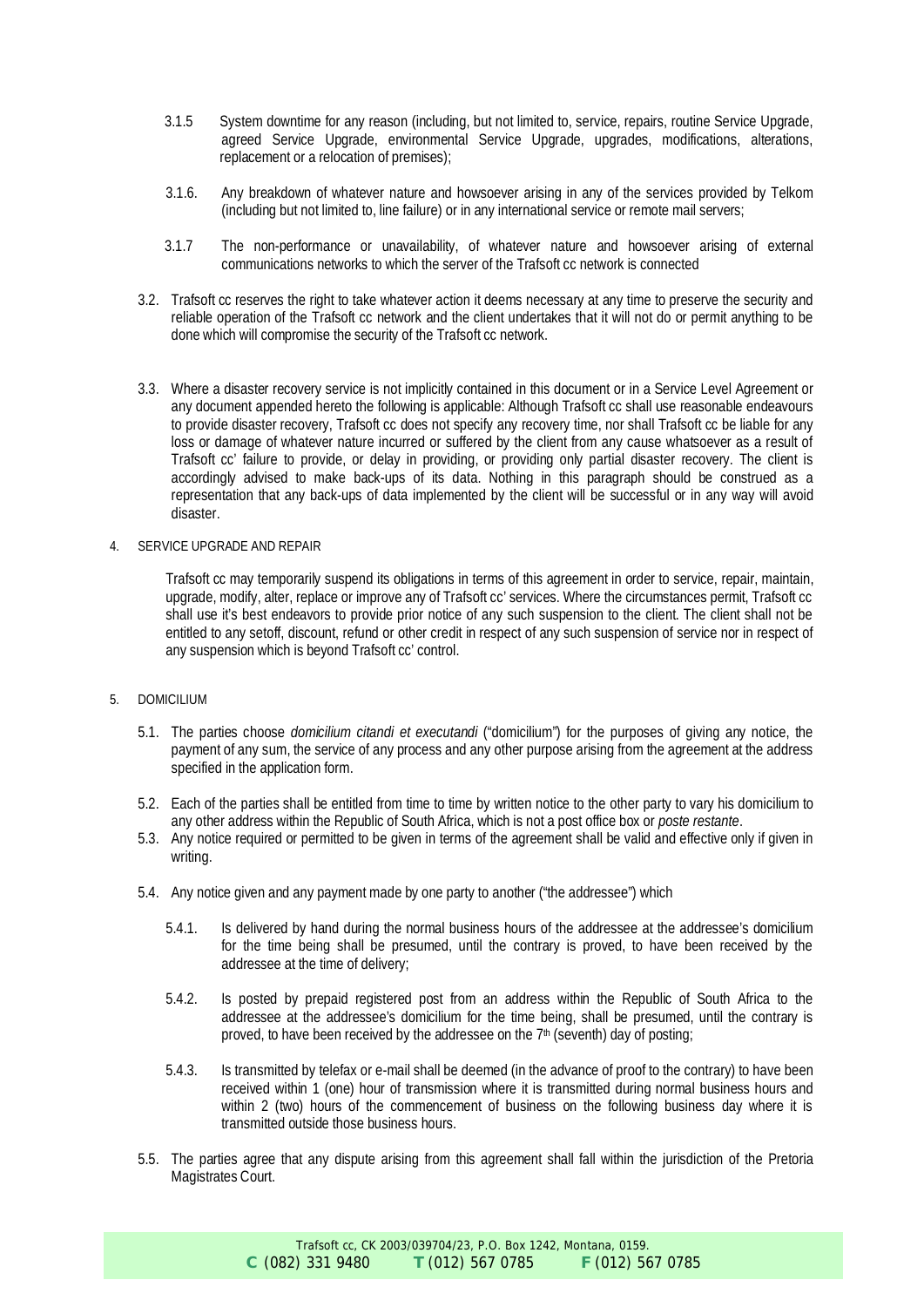3.1.5 System downtime for any reason (including, but not limited to, service, repairs, routine Service Upgrade, agreed Service Upgrade, environmental Service Upgrade, upgrades, modifications, alterations, replacement or a relocation of premises);

3.1.6. Any breakdown of whatever nature and howsoever arising in any of the services provided by Telkom (including but not limited to, line failure) or in any international service or remote mail servers;

3.1.7 The non-performance or unavailability, of whatever nature and howsoever arising of external communications networks to which the server of the Trafsoft cc network is connected

3.2. Trafsoft cc reserves the right to take whatever action it deems necessary at any time to preserve the security and reliable operation of the Trafsoft cc network and the client undertakes that it will not do or permit anything to be done which will compromise the security of the Trafsoft cc network.

3.3. Where a disaster recovery service is not implicitly contained in this document or in a Service Level Agreement or any document appended hereto the following is applicable: Although Trafsoft cc shall use reasonable endeavours to provide disaster recovery, Trafsoft cc does not specify any recovery time, nor shall Trafsoft cc be liable for any loss or damage of whatever nature incurred or suffered by the client from any cause whatsoever as a result of Trafsoft cc' failure to provide, or delay in providing, or providing only partial disaster recovery. The client is accordingly advised to make back-ups of its data. Nothing in this paragraph should be construed as a representation that any back-ups of data implemented by the client will be successful or in any way will avoid disaster.

4. SERVICE UPGRADE AND REPAIR

Trafsoft cc may temporarily suspend its obligations in terms of this agreement in order to service, repair, maintain, upgrade, modify, alter, replace or improve any of Trafsoft cc' services. Where the circumstances permit, Trafsoft cc shall use it's best endeavors to provide prior notice of any such suspension to the client. The client shall not be entitled to any setoff, discount, refund or other credit in respect of any such suspension of service nor in respect of any suspension which is beyond Trafsoft cc' control.

5. DOMICILIUM

5.1. The parties choose *domicilium citandi et executandi* ("domicilium") for the purposes of giving any notice, the payment of any sum, the service of any process and any other purpose arising from the agreement at the address specified in the application form.

5.2. Each of the parties shall be entitled from time to time by written notice to the other party to vary his domicilium to any other address within the Republic of South Africa, which is not a post office box or *poste restante*.

5.3. Any notice required or permitted to be given in terms of the agreement shall be valid and effective only if given in writing.

5.4. Any notice given and any payment made by one party to another ("the addressee") which

5.4.1. Is delivered by hand during the normal business hours of the addressee at the addressee's domicilium for the time being shall be presumed, until the contrary is proved, to have been received by the addressee at the time of delivery;

5.4.2. Is posted by prepaid registered post from an address within the Republic of South Africa to the addressee at the addressee's domicilium for the time being, shall be presumed, until the contrary is proved, to have been received by the addressee on the 7th (seventh) day of posting;

5.4.3. Is transmitted by telefax or e-mail shall be deemed (in the advance of proof to the contrary) to have been received within 1 (one) hour of transmission where it is transmitted during normal business hours and within 2 (two) hours of the commencement of business on the following business day where it is transmitted outside those business hours.

5.5. The parties agree that any dispute arising from this agreement shall fall within the jurisdiction of the Pretoria Magistrates Court.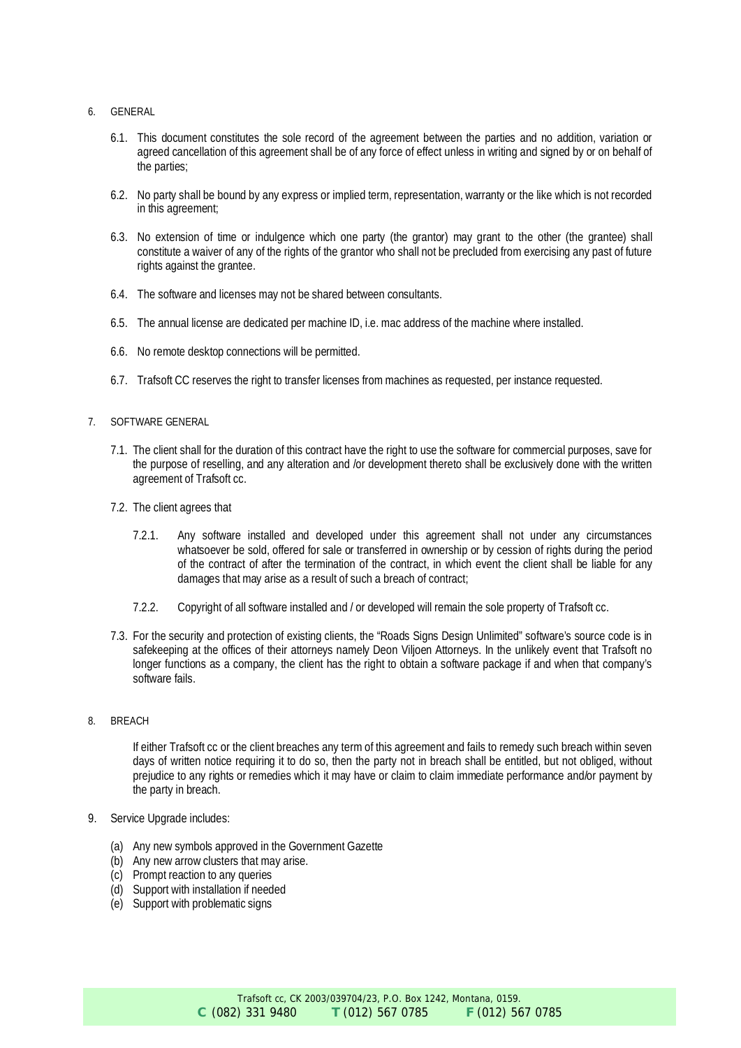6. GENERAL

   6.1. This document constitutes the sole record of the agreement between the parties and no addition, variation or agreed cancellation of this agreement shall be of any force of effect unless in writing and signed by or on behalf of the parties;

   6.2. No party shall be bound by any express or implied term, representation, warranty or the like which is not recorded in this agreement;

   6.3. No extension of time or indulgence which one party (the grantor) may grant to the other (the grantee) shall constitute a waiver of any of the rights of the grantor who shall not be precluded from exercising any past of future rights against the grantee.

   6.4. The software and licenses may not be shared between consultants.

   6.5. The annual license are dedicated per machine ID, i.e. mac address of the machine where installed.

   6.6. No remote desktop connections will be permitted.

   6.7. Trafsoft CC reserves the right to transfer licenses from machines as requested, per instance requested.

7. SOFTWARE GENERAL

   7.1. The client shall for the duration of this contract have the right to use the software for commercial purposes, save for the purpose of reselling, and any alteration and /or development thereto shall be exclusively done with the written agreement of Trafsoft cc.

   7.2. The client agrees that

      7.2.1. Any software installed and developed under this agreement shall not under any circumstances whatsoever be sold, offered for sale or transferred in ownership or by cession of rights during the period of the contract of after the termination of the contract, in which event the client shall be liable for any damages that may arise as a result of such a breach of contract;

      7.2.2. Copyright of all software installed and / or developed will remain the sole property of Trafsoft cc.

   7.3. For the security and protection of existing clients, the "Roads Signs Design Unlimited" software's source code is in safekeeping at the offices of their attorneys namely Deon Viljoen Attorneys. In the unlikely event that Trafsoft no longer functions as a company, the client has the right to obtain a software package if and when that company's software fails.

8. BREACH

   If either Trafsoft cc or the client breaches any term of this agreement and fails to remedy such breach within seven days of written notice requiring it to do so, then the party not in breach shall be entitled, but not obliged, without prejudice to any rights or remedies which it may have or claim to claim immediate performance and/or payment by the party in breach.

9. Service Upgrade includes:

   (a) Any new symbols approved in the Government Gazette
   (b) Any new arrow clusters that may arise.
   (c) Prompt reaction to any queries
   (d) Support with installation if needed
   (e) Support with problematic signs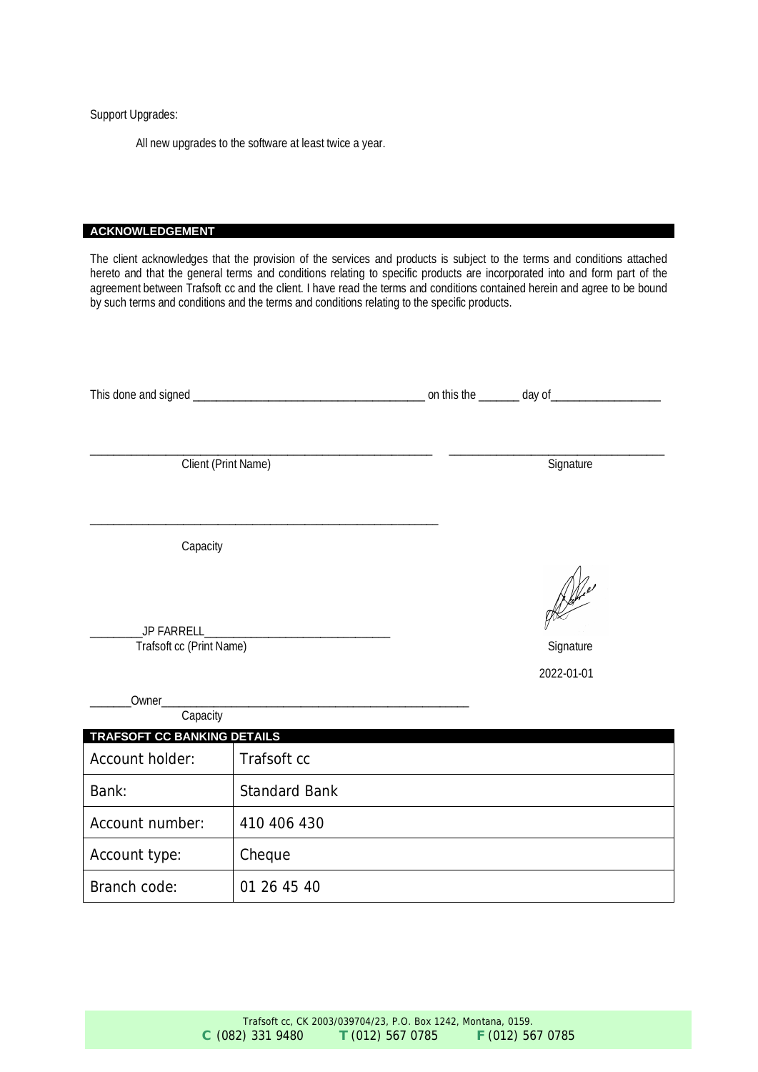Support Upgrades:

All new upgrades to the software at least twice a year.

## ACKNOWLEDGEMENT

The client acknowledges that the provision of the services and products is subject to the terms and conditions attached hereto and that the general terms and conditions relating to specific products are incorporated into and form part of the agreement between Trafsoft cc and the client. I have read the terms and conditions contained herein and agree to be bound by such terms and conditions and the terms and conditions relating to the specific products.

This done and signed ________________________________________ on this the _______ day of___________________

__________________________________________________________ ______________________________________

Client (Print Name) Signature

__________________________________________________________

Capacity

_________JP FARRELL________________________________

Trafsoft cc (Print Name) Signature

2022-01-01

_______Owner______________________________________________________

Capacity

## TRAFSOFT CC BANKING DETAILS

| | |
|---|---|
| Account holder: | Trafsoft cc |
| Bank: | Standard Bank |
| Account number: | 410 406 430 |
| Account type: | Cheque |
| Branch code: | 01 26 45 40 |

Trafsoft cc, CK 2003/039704/23, P.O. Box 1242, Montana, 0159.
**C** (082) 331 9480 **T** (012) 567 0785 **F** (012) 567 0785